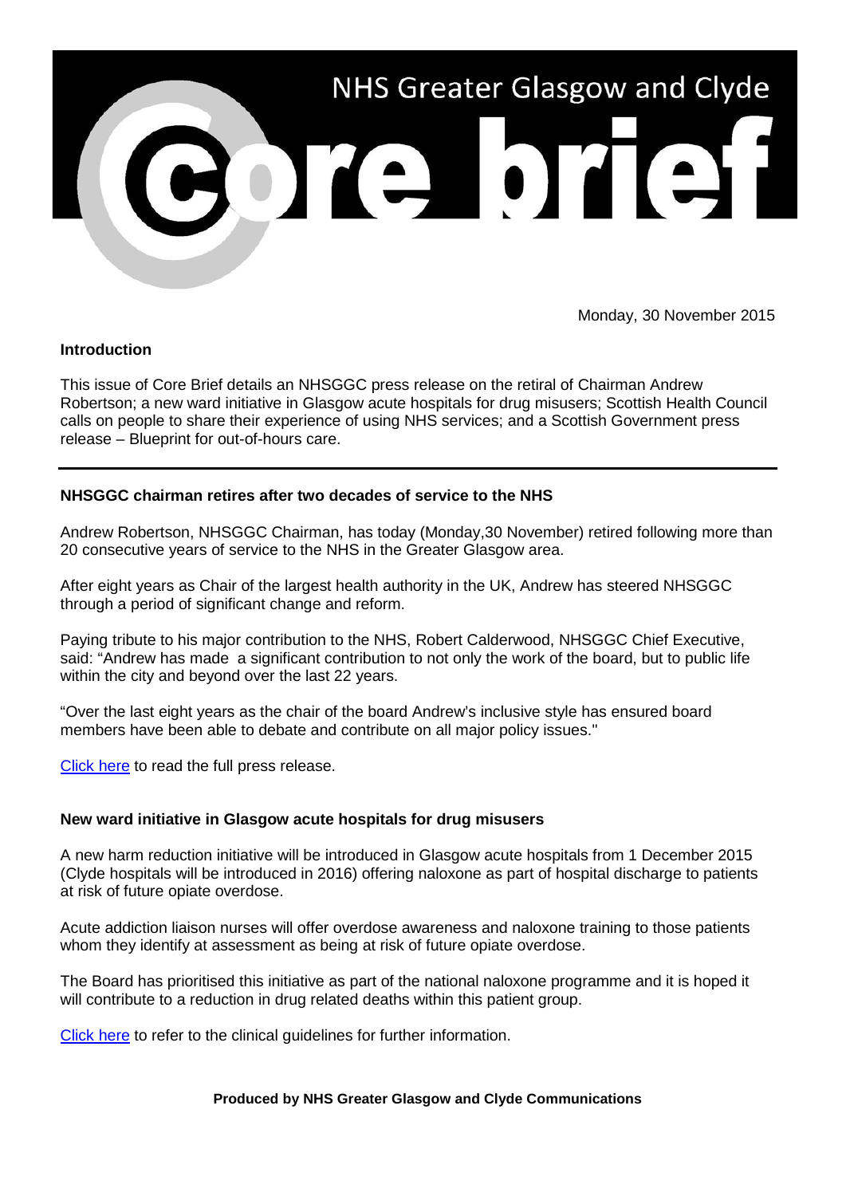# NHS Greater Glasgow and Clyde Core brief

Monday, 30 November 2015

**Introduction**

This issue of Core Brief details an NHSGGC press release on the retiral of Chairman Andrew Robertson; a new ward initiative in Glasgow acute hospitals for drug misusers; Scottish Health Council calls on people to share their experience of using NHS services; and a Scottish Government press release – Blueprint for out-of-hours care.

---

## NHSGGC chairman retires after two decades of service to the NHS

Andrew Robertson, NHSGGC Chairman, has today (Monday,30 November) retired following more than 20 consecutive years of service to the NHS in the Greater Glasgow area.

After eight years as Chair of the largest health authority in the UK, Andrew has steered NHSGGC through a period of significant change and reform.

Paying tribute to his major contribution to the NHS, Robert Calderwood, NHSGGC Chief Executive, said: "Andrew has made a significant contribution to not only the work of the board, but to public life within the city and beyond over the last 22 years.

"Over the last eight years as the chair of the board Andrew's inclusive style has ensured board members have been able to debate and contribute on all major policy issues."

Click here to read the full press release.

## New ward initiative in Glasgow acute hospitals for drug misusers

A new harm reduction initiative will be introduced in Glasgow acute hospitals from 1 December 2015 (Clyde hospitals will be introduced in 2016) offering naloxone as part of hospital discharge to patients at risk of future opiate overdose.

Acute addiction liaison nurses will offer overdose awareness and naloxone training to those patients whom they identify at assessment as being at risk of future opiate overdose.

The Board has prioritised this initiative as part of the national naloxone programme and it is hoped it will contribute to a reduction in drug related deaths within this patient group.

Click here to refer to the clinical guidelines for further information.

**Produced by NHS Greater Glasgow and Clyde Communications**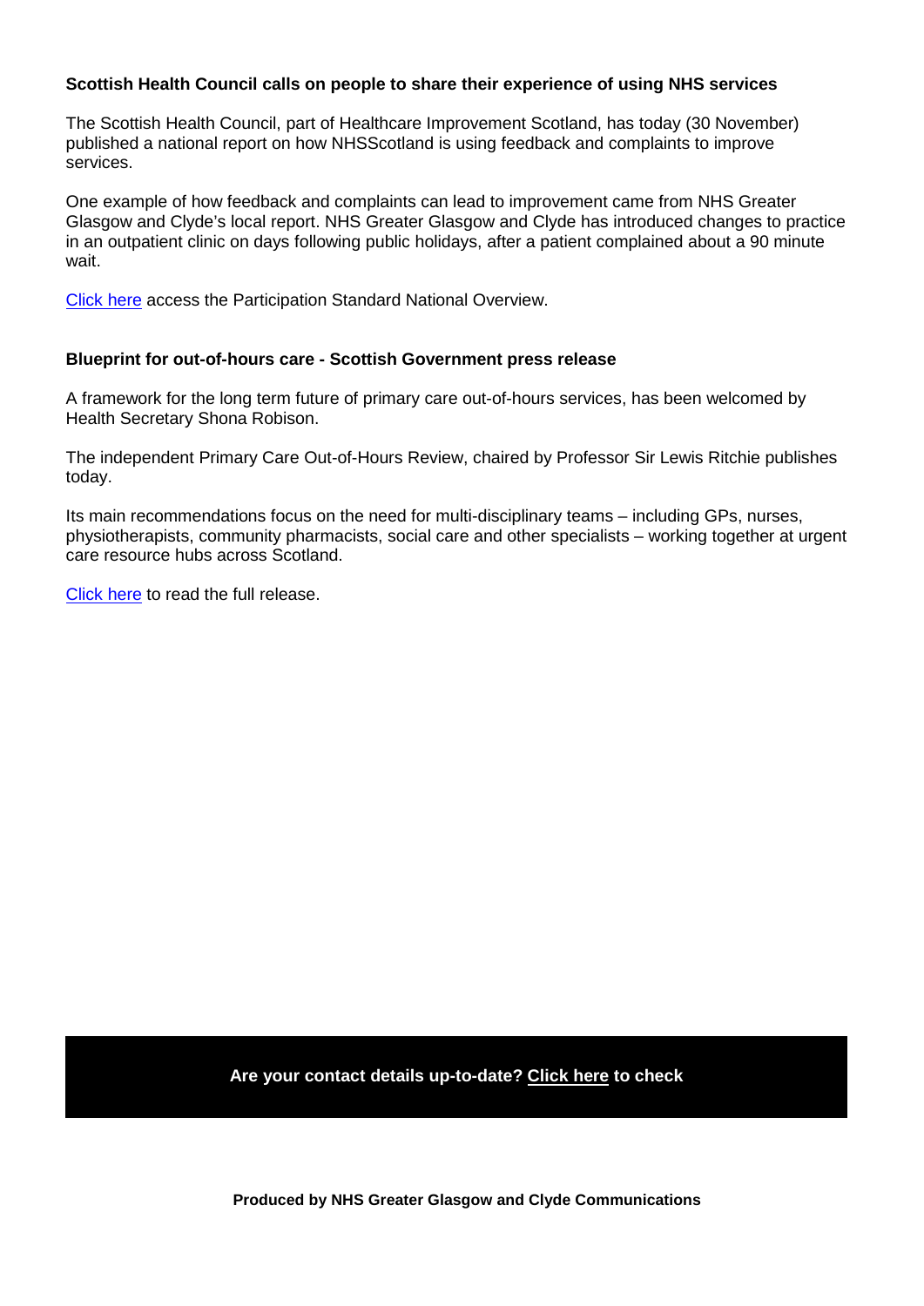**Scottish Health Council calls on people to share their experience of using NHS services**

The Scottish Health Council, part of Healthcare Improvement Scotland, has today (30 November) published a national report on how NHSScotland is using feedback and complaints to improve services.

One example of how feedback and complaints can lead to improvement came from NHS Greater Glasgow and Clyde's local report. NHS Greater Glasgow and Clyde has introduced changes to practice in an outpatient clinic on days following public holidays, after a patient complained about a 90 minute wait.

Click here access the Participation Standard National Overview.

**Blueprint for out-of-hours care - Scottish Government press release**

A framework for the long term future of primary care out-of-hours services, has been welcomed by Health Secretary Shona Robison.

The independent Primary Care Out-of-Hours Review, chaired by Professor Sir Lewis Ritchie publishes today.

Its main recommendations focus on the need for multi-disciplinary teams – including GPs, nurses, physiotherapists, community pharmacists, social care and other specialists – working together at urgent care resource hubs across Scotland.

Click here to read the full release.

**Are your contact details up-to-date? Click here to check**

**Produced by NHS Greater Glasgow and Clyde Communications**